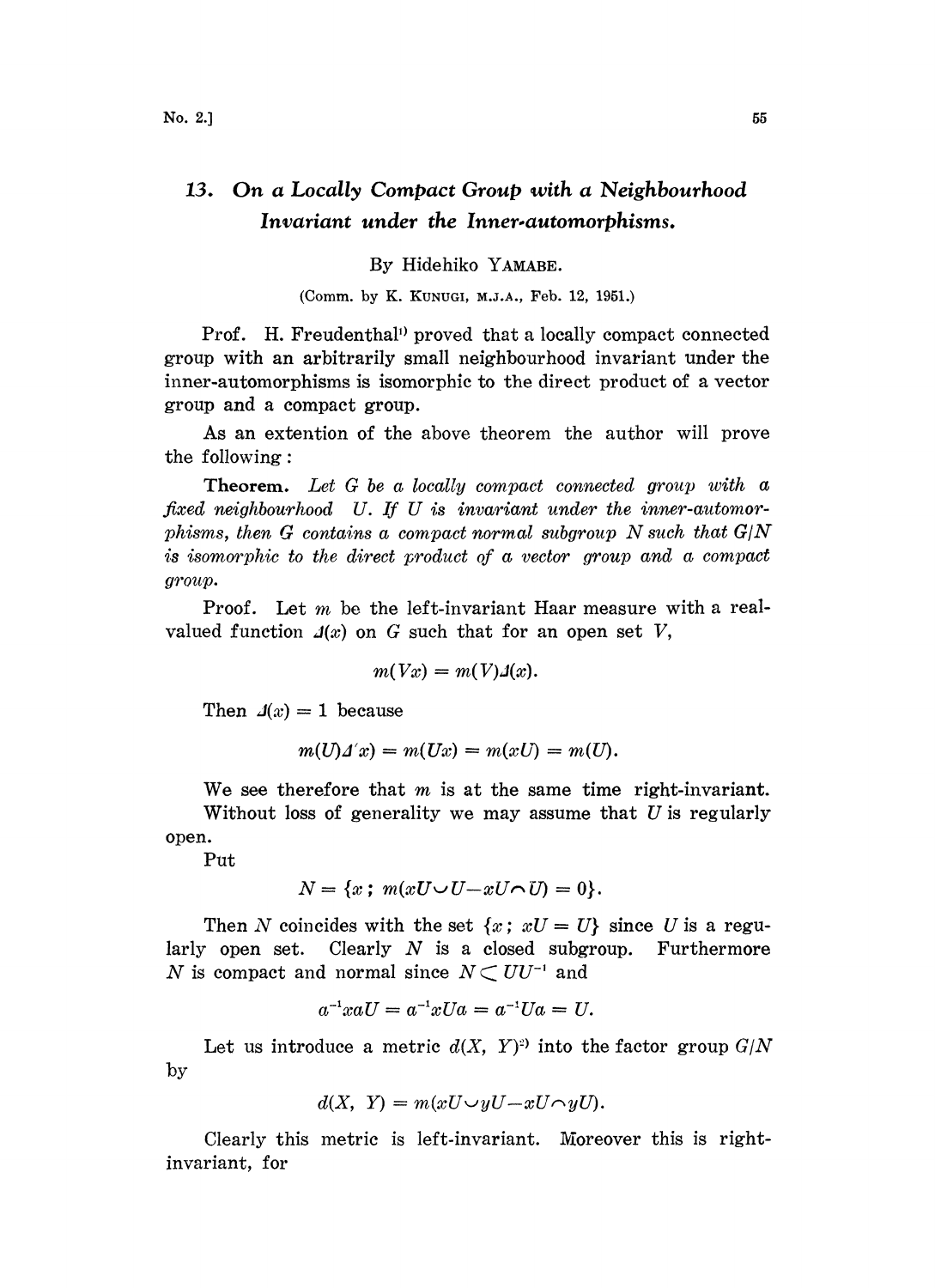## 13. *On a Locally Compact Group with a Neighbourhood Invariant under the Inner-automorphisms.*

By Hidehiko YAMABE.

(Comm. by K. KUNUGI, M.J.A., Feb. 12, 1951.)

Prof. H. Freudenthal[1] proved that a locally compact connected group with an arbitrarily small neighbourhood invariant under the inner-automorphisms is isomorphic to the direct product of a vector group and a compact group.

As an extention of the above theorem the author will prove the following:

**Theorem.** *Let $G$ be a locally compact connected group with a fixed neighbourhood $U$. If $U$ is invariant under the inner-automorphisms, then $G$ contains a compact normal subgroup $N$ such that $G/N$ is isomorphic to the direct product of a vector group and a compact group.*

Proof. Let $m$ be the left-invariant Haar measure with a real-valued function $\Delta(x)$ on $G$ such that for an open set $V$,

$$m(Vx) = m(V)\Delta(x).$$

Then $\Delta(x) = 1$ because

$$m(U)\Delta(x) = m(Ux) = m(xU) = m(U).$$

We see therefore that $m$ is at the same time right-invariant.

Without loss of generality we may assume that $U$ is regularly open.

Put

$$N = \{x\,;\ m(xU \smile U - xU \frown U) = 0\}.$$

Then $N$ coincides with the set $\{x\,;\ xU = U\}$ since $U$ is a regularly open set. Clearly $N$ is a closed subgroup. Furthermore $N$ is compact and normal since $N \subset UU^{-1}$ and

$$a^{-1}xaU = a^{-1}xUa = a^{-1}Ua = U.$$

Let us introduce a metric $d(X, Y)$[2] into the factor group $G/N$ by

$$d(X, Y) = m(xU \smile yU - xU \frown yU).$$

Clearly this metric is left-invariant. Moreover this is right-invariant, for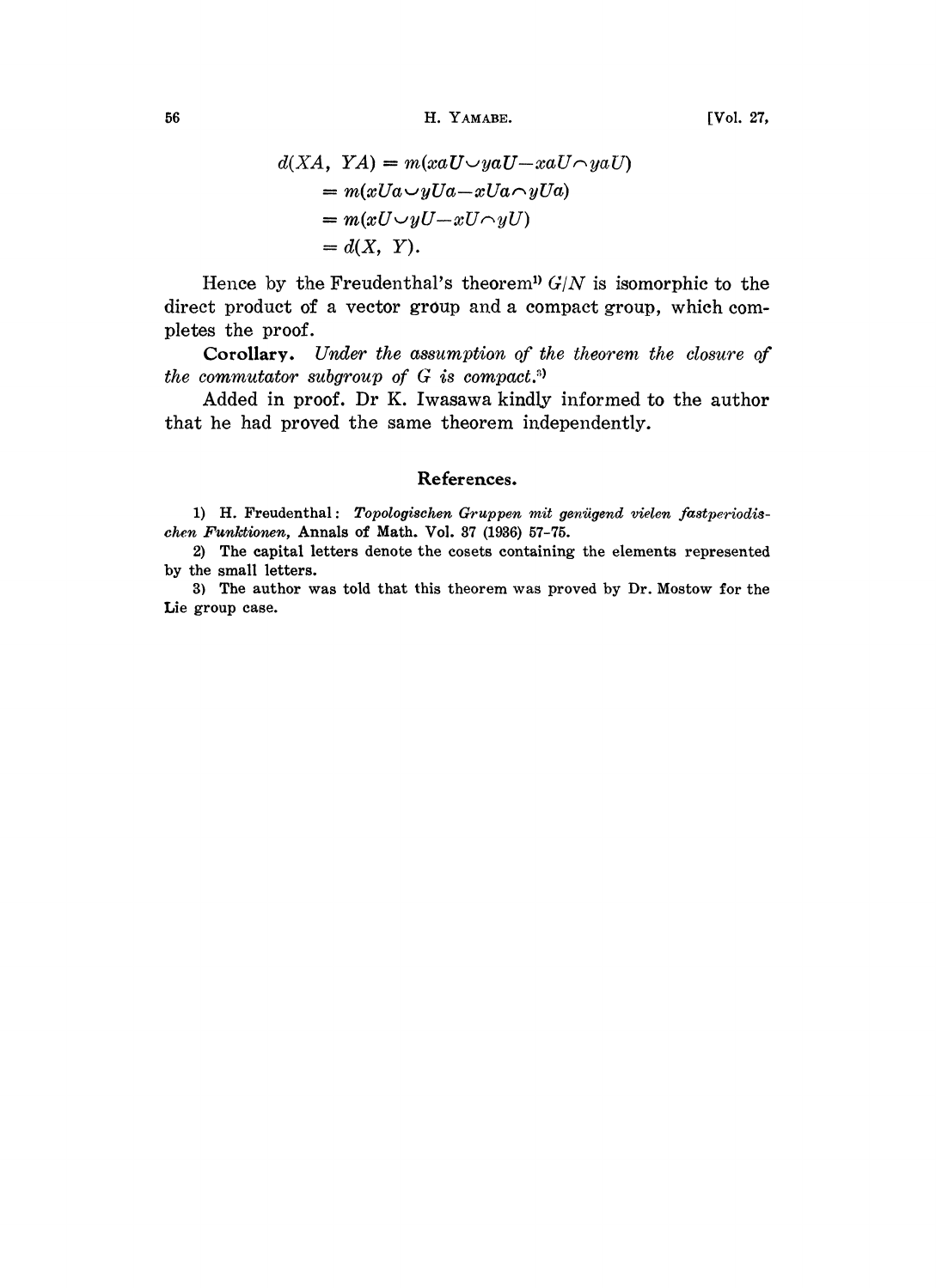$$
\begin{aligned}
d(XA,\ YA) &= m(xaU \cup yaU - xaU \cap yaU) \\
&= m(xUa \cup yUa - xUa \cap yUa) \\
&= m(xU \cup yU - xU \cap yU) \\
&= d(X,\ Y).
\end{aligned}
$$

Hence by the Freudenthal's theorem[1] $G/N$ is isomorphic to the direct product of a vector group and a compact group, which completes the proof.

**Corollary.** *Under the assumption of the theorem the closure of the commutator subgroup of $G$ is compact.*[3]

Added in proof. Dr K. Iwasawa kindly informed to the author that he had proved the same theorem independently.

## References.

1) H. Freudenthal: *Topologischen Gruppen mit genügend vielen fastperiodischen Funktionen*, Annals of Math. Vol. 37 (1936) 57–75.

2) The capital letters denote the cosets containing the elements represented by the small letters.

3) The author was told that this theorem was proved by Dr. Mostow for the Lie group case.